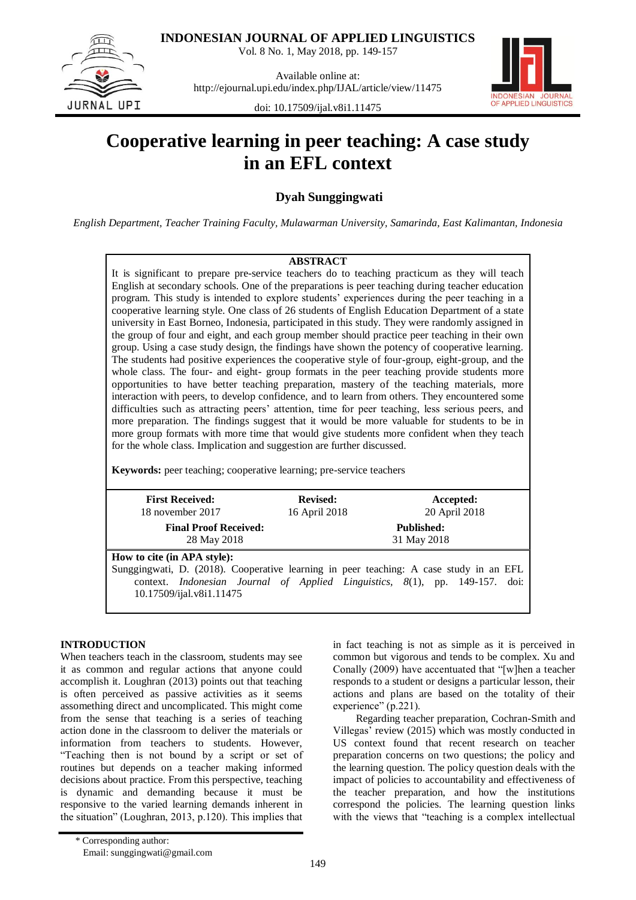# Cooperative learning in peer teaching: A case study in an EFL context

**Dyah Sunggingwati**

*English Department, Teacher Training Faculty, Mulawarman University, Samarinda, East Kalimantan, Indonesia*

**ABSTRACT**

It is significant to prepare pre-service teachers do to teaching practicum as they will teach English at secondary schools. One of the preparations is peer teaching during teacher education program. This study is intended to explore students' experiences during the peer teaching in a cooperative learning style. One class of 26 students of English Education Department of a state university in East Borneo, Indonesia, participated in this study. They were randomly assigned in the group of four and eight, and each group member should practice peer teaching in their own group. Using a case study design, the findings have shown the potency of cooperative learning. The students had positive experiences the cooperative style of four-group, eight-group, and the whole class. The four- and eight- group formats in the peer teaching provide students more opportunities to have better teaching preparation, mastery of the teaching materials, more interaction with peers, to develop confidence, and to learn from others. They encountered some difficulties such as attracting peers' attention, time for peer teaching, less serious peers, and more preparation. The findings suggest that it would be more valuable for students to be in more group formats with more time that would give students more confident when they teach for the whole class. Implication and suggestion are further discussed.

**Keywords:** peer teaching; cooperative learning; pre-service teachers

| **First Received:** 18 november 2017 | **Revised:** 16 April 2018 | **Accepted:** 20 April 2018 |
|---|---|---|
| **Final Proof Received:** 28 May 2018 | | **Published:** 31 May 2018 |

**How to cite (in APA style):**
Sunggingwati, D. (2018). Cooperative learning in peer teaching: A case study in an EFL context. *Indonesian Journal of Applied Linguistics*, *8*(1), pp. 149-157. doi: 10.17509/ijal.v8i1.11475

## INTRODUCTION

When teachers teach in the classroom, students may see it as common and regular actions that anyone could accomplish it. Loughran (2013) points out that teaching is often perceived as passive activities as it seems assomething direct and uncomplicated. This might come from the sense that teaching is a series of teaching action done in the classroom to deliver the materials or information from teachers to students. However, "Teaching then is not bound by a script or set of routines but depends on a teacher making informed decisions about practice. From this perspective, teaching is dynamic and demanding because it must be responsive to the varied learning demands inherent in the situation" (Loughran, 2013, p.120). This implies that in fact teaching is not as simple as it is perceived in common but vigorous and tends to be complex. Xu and Conally (2009) have accentuated that "[w]hen a teacher responds to a student or designs a particular lesson, their actions and plans are based on the totality of their experience" (p.221).

Regarding teacher preparation, Cochran-Smith and Villegas' review (2015) which was mostly conducted in US context found that recent research on teacher preparation concerns on two questions; the policy and the learning question. The policy question deals with the impact of policies to accountability and effectiveness of the teacher preparation, and how the institutions correspond the policies. The learning question links with the views that "teaching is a complex intellectual

\* Corresponding author:
Email: sunggingwati@gmail.com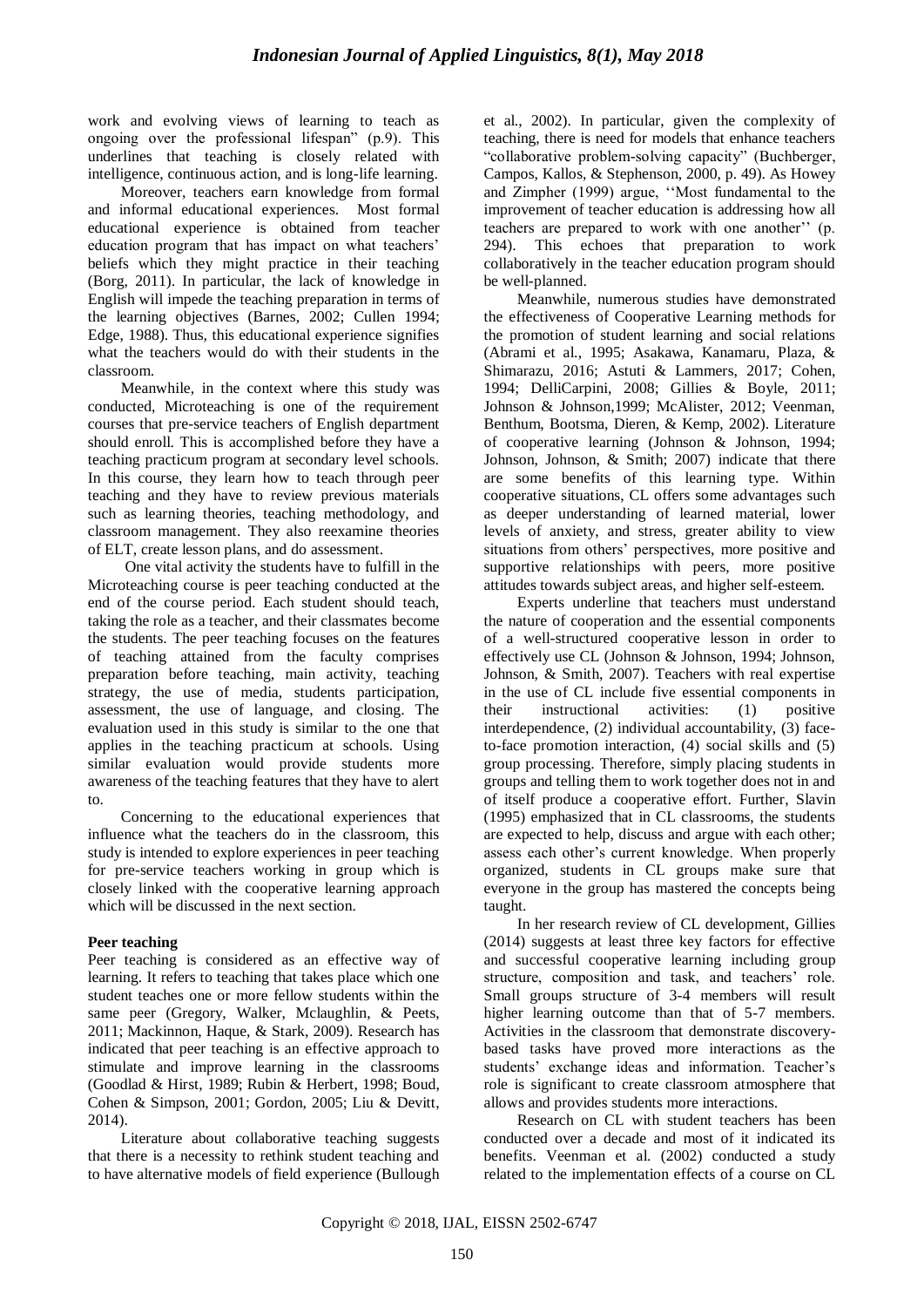work and evolving views of learning to teach as ongoing over the professional lifespan" (p.9). This underlines that teaching is closely related with intelligence, continuous action, and is long-life learning.

Moreover, teachers earn knowledge from formal and informal educational experiences. Most formal educational experience is obtained from teacher education program that has impact on what teachers' beliefs which they might practice in their teaching (Borg, 2011). In particular, the lack of knowledge in English will impede the teaching preparation in terms of the learning objectives (Barnes, 2002; Cullen 1994; Edge, 1988). Thus, this educational experience signifies what the teachers would do with their students in the classroom.

Meanwhile, in the context where this study was conducted, Microteaching is one of the requirement courses that pre-service teachers of English department should enroll. This is accomplished before they have a teaching practicum program at secondary level schools. In this course, they learn how to teach through peer teaching and they have to review previous materials such as learning theories, teaching methodology, and classroom management. They also reexamine theories of ELT, create lesson plans, and do assessment.

One vital activity the students have to fulfill in the Microteaching course is peer teaching conducted at the end of the course period. Each student should teach, taking the role as a teacher, and their classmates become the students. The peer teaching focuses on the features of teaching attained from the faculty comprises preparation before teaching, main activity, teaching strategy, the use of media, students participation, assessment, the use of language, and closing. The evaluation used in this study is similar to the one that applies in the teaching practicum at schools. Using similar evaluation would provide students more awareness of the teaching features that they have to alert to.

Concerning to the educational experiences that influence what the teachers do in the classroom, this study is intended to explore experiences in peer teaching for pre-service teachers working in group which is closely linked with the cooperative learning approach which will be discussed in the next section.

**Peer teaching**

Peer teaching is considered as an effective way of learning. It refers to teaching that takes place which one student teaches one or more fellow students within the same peer (Gregory, Walker, Mclaughlin, & Peets, 2011; Mackinnon, Haque, & Stark, 2009). Research has indicated that peer teaching is an effective approach to stimulate and improve learning in the classrooms (Goodlad & Hirst, 1989; Rubin & Herbert, 1998; Boud, Cohen & Simpson, 2001; Gordon, 2005; Liu & Devitt, 2014).

Literature about collaborative teaching suggests that there is a necessity to rethink student teaching and to have alternative models of field experience (Bullough et al., 2002). In particular, given the complexity of teaching, there is need for models that enhance teachers "collaborative problem-solving capacity" (Buchberger, Campos, Kallos, & Stephenson, 2000, p. 49). As Howey and Zimpher (1999) argue, ''Most fundamental to the improvement of teacher education is addressing how all teachers are prepared to work with one another'' (p. 294). This echoes that preparation to work collaboratively in the teacher education program should be well-planned.

Meanwhile, numerous studies have demonstrated the effectiveness of Cooperative Learning methods for the promotion of student learning and social relations (Abrami et al., 1995; Asakawa, Kanamaru, Plaza, & Shimarazu, 2016; Astuti & Lammers, 2017; Cohen, 1994; DelliCarpini, 2008; Gillies & Boyle, 2011; Johnson & Johnson,1999; McAlister, 2012; Veenman, Benthum, Bootsma, Dieren, & Kemp, 2002). Literature of cooperative learning (Johnson & Johnson, 1994; Johnson, Johnson, & Smith; 2007) indicate that there are some benefits of this learning type. Within cooperative situations, CL offers some advantages such as deeper understanding of learned material, lower levels of anxiety, and stress, greater ability to view situations from others' perspectives, more positive and supportive relationships with peers, more positive attitudes towards subject areas, and higher self-esteem.

Experts underline that teachers must understand the nature of cooperation and the essential components of a well-structured cooperative lesson in order to effectively use CL (Johnson & Johnson, 1994; Johnson, Johnson, & Smith, 2007). Teachers with real expertise in the use of CL include five essential components in their instructional activities: (1) positive interdependence, (2) individual accountability, (3) face-to-face promotion interaction, (4) social skills and (5) group processing. Therefore, simply placing students in groups and telling them to work together does not in and of itself produce a cooperative effort. Further, Slavin (1995) emphasized that in CL classrooms, the students are expected to help, discuss and argue with each other; assess each other's current knowledge. When properly organized, students in CL groups make sure that everyone in the group has mastered the concepts being taught.

In her research review of CL development, Gillies (2014) suggests at least three key factors for effective and successful cooperative learning including group structure, composition and task, and teachers' role. Small groups structure of 3-4 members will result higher learning outcome than that of 5-7 members. Activities in the classroom that demonstrate discovery-based tasks have proved more interactions as the students' exchange ideas and information. Teacher's role is significant to create classroom atmosphere that allows and provides students more interactions.

Research on CL with student teachers has been conducted over a decade and most of it indicated its benefits. Veenman et al. (2002) conducted a study related to the implementation effects of a course on CL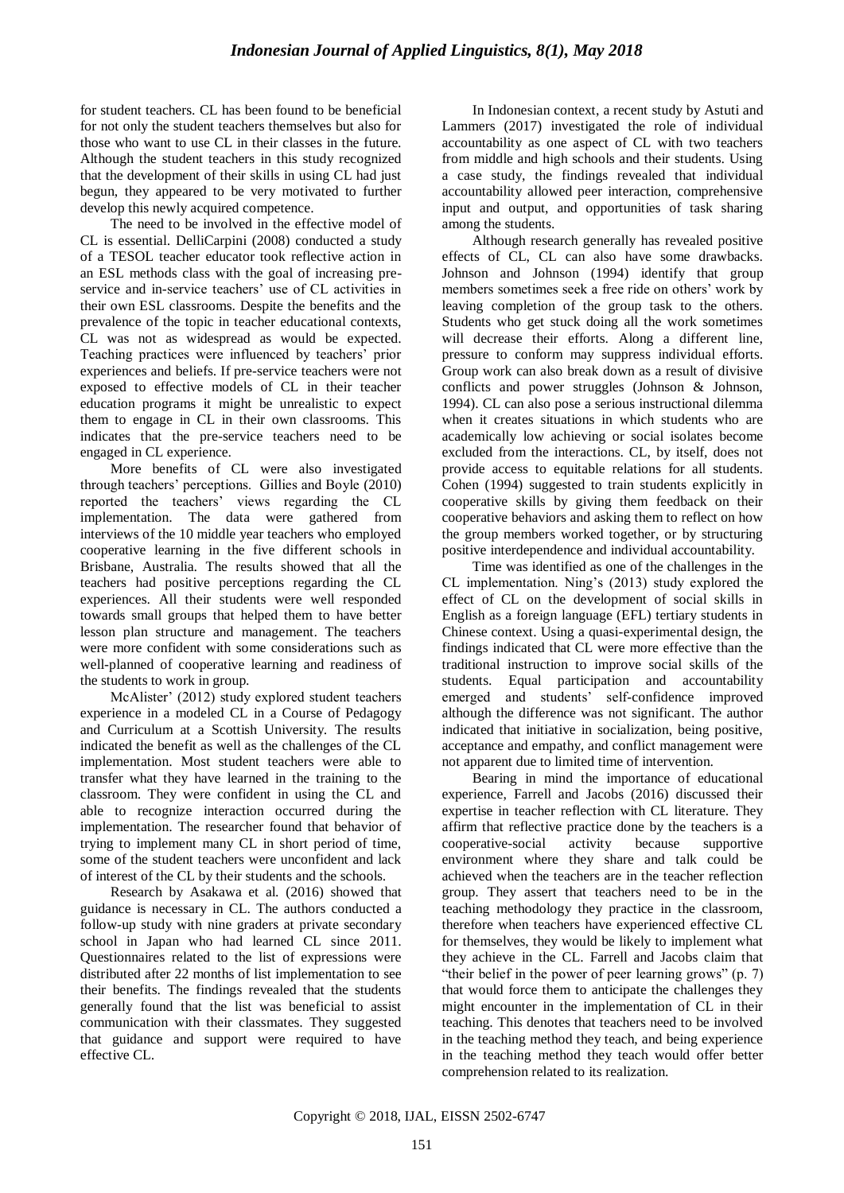for student teachers. CL has been found to be beneficial for not only the student teachers themselves but also for those who want to use CL in their classes in the future. Although the student teachers in this study recognized that the development of their skills in using CL had just begun, they appeared to be very motivated to further develop this newly acquired competence.

The need to be involved in the effective model of CL is essential. DelliCarpini (2008) conducted a study of a TESOL teacher educator took reflective action in an ESL methods class with the goal of increasing pre-service and in-service teachers' use of CL activities in their own ESL classrooms. Despite the benefits and the prevalence of the topic in teacher educational contexts, CL was not as widespread as would be expected. Teaching practices were influenced by teachers' prior experiences and beliefs. If pre-service teachers were not exposed to effective models of CL in their teacher education programs it might be unrealistic to expect them to engage in CL in their own classrooms. This indicates that the pre-service teachers need to be engaged in CL experience.

More benefits of CL were also investigated through teachers' perceptions. Gillies and Boyle (2010) reported the teachers' views regarding the CL implementation. The data were gathered from interviews of the 10 middle year teachers who employed cooperative learning in the five different schools in Brisbane, Australia. The results showed that all the teachers had positive perceptions regarding the CL experiences. All their students were well responded towards small groups that helped them to have better lesson plan structure and management. The teachers were more confident with some considerations such as well-planned of cooperative learning and readiness of the students to work in group.

McAlister' (2012) study explored student teachers experience in a modeled CL in a Course of Pedagogy and Curriculum at a Scottish University. The results indicated the benefit as well as the challenges of the CL implementation. Most student teachers were able to transfer what they have learned in the training to the classroom. They were confident in using the CL and able to recognize interaction occurred during the implementation. The researcher found that behavior of trying to implement many CL in short period of time, some of the student teachers were unconfident and lack of interest of the CL by their students and the schools.

Research by Asakawa et al. (2016) showed that guidance is necessary in CL. The authors conducted a follow-up study with nine graders at private secondary school in Japan who had learned CL since 2011. Questionnaires related to the list of expressions were distributed after 22 months of list implementation to see their benefits. The findings revealed that the students generally found that the list was beneficial to assist communication with their classmates. They suggested that guidance and support were required to have effective CL.

In Indonesian context, a recent study by Astuti and Lammers (2017) investigated the role of individual accountability as one aspect of CL with two teachers from middle and high schools and their students. Using a case study, the findings revealed that individual accountability allowed peer interaction, comprehensive input and output, and opportunities of task sharing among the students.

Although research generally has revealed positive effects of CL, CL can also have some drawbacks. Johnson and Johnson (1994) identify that group members sometimes seek a free ride on others' work by leaving completion of the group task to the others. Students who get stuck doing all the work sometimes will decrease their efforts. Along a different line, pressure to conform may suppress individual efforts. Group work can also break down as a result of divisive conflicts and power struggles (Johnson & Johnson, 1994). CL can also pose a serious instructional dilemma when it creates situations in which students who are academically low achieving or social isolates become excluded from the interactions. CL, by itself, does not provide access to equitable relations for all students. Cohen (1994) suggested to train students explicitly in cooperative skills by giving them feedback on their cooperative behaviors and asking them to reflect on how the group members worked together, or by structuring positive interdependence and individual accountability.

Time was identified as one of the challenges in the CL implementation. Ning's (2013) study explored the effect of CL on the development of social skills in English as a foreign language (EFL) tertiary students in Chinese context. Using a quasi-experimental design, the findings indicated that CL were more effective than the traditional instruction to improve social skills of the students. Equal participation and accountability emerged and students' self-confidence improved although the difference was not significant. The author indicated that initiative in socialization, being positive, acceptance and empathy, and conflict management were not apparent due to limited time of intervention.

Bearing in mind the importance of educational experience, Farrell and Jacobs (2016) discussed their expertise in teacher reflection with CL literature. They affirm that reflective practice done by the teachers is a cooperative-social activity because supportive environment where they share and talk could be achieved when the teachers are in the teacher reflection group. They assert that teachers need to be in the teaching methodology they practice in the classroom, therefore when teachers have experienced effective CL for themselves, they would be likely to implement what they achieve in the CL. Farrell and Jacobs claim that "their belief in the power of peer learning grows" (p. 7) that would force them to anticipate the challenges they might encounter in the implementation of CL in their teaching. This denotes that teachers need to be involved in the teaching method they teach, and being experience in the teaching method they teach would offer better comprehension related to its realization.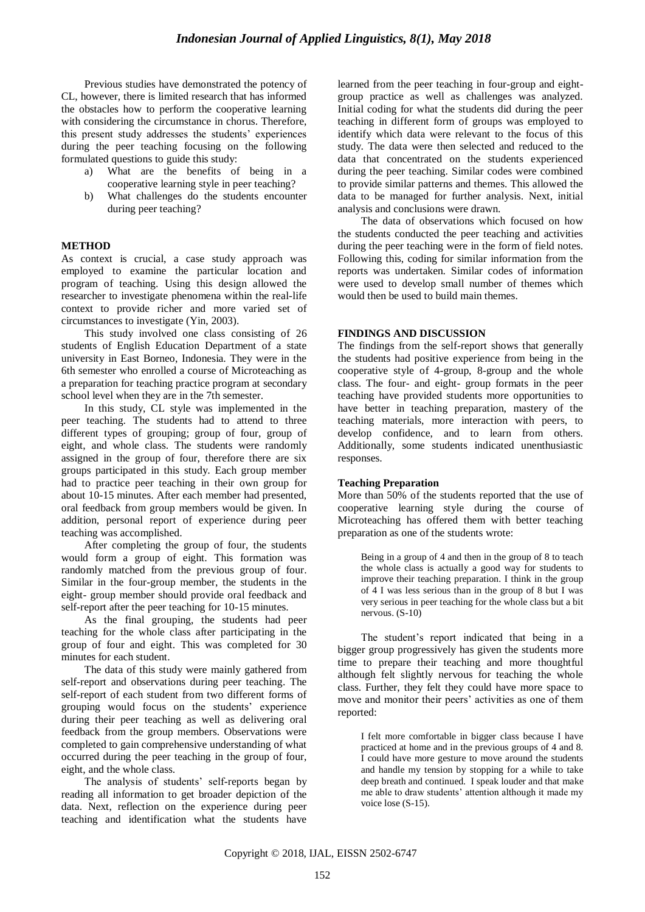Previous studies have demonstrated the potency of CL, however, there is limited research that has informed the obstacles how to perform the cooperative learning with considering the circumstance in chorus. Therefore, this present study addresses the students' experiences during the peer teaching focusing on the following formulated questions to guide this study:

a) What are the benefits of being in a cooperative learning style in peer teaching?
b) What challenges do the students encounter during peer teaching?

## METHOD

As context is crucial, a case study approach was employed to examine the particular location and program of teaching. Using this design allowed the researcher to investigate phenomena within the real-life context to provide richer and more varied set of circumstances to investigate (Yin, 2003).

This study involved one class consisting of 26 students of English Education Department of a state university in East Borneo, Indonesia. They were in the 6th semester who enrolled a course of Microteaching as a preparation for teaching practice program at secondary school level when they are in the 7th semester.

In this study, CL style was implemented in the peer teaching. The students had to attend to three different types of grouping; group of four, group of eight, and whole class. The students were randomly assigned in the group of four, therefore there are six groups participated in this study. Each group member had to practice peer teaching in their own group for about 10-15 minutes. After each member had presented, oral feedback from group members would be given. In addition, personal report of experience during peer teaching was accomplished.

After completing the group of four, the students would form a group of eight. This formation was randomly matched from the previous group of four. Similar in the four-group member, the students in the eight- group member should provide oral feedback and self-report after the peer teaching for 10-15 minutes.

As the final grouping, the students had peer teaching for the whole class after participating in the group of four and eight. This was completed for 30 minutes for each student.

The data of this study were mainly gathered from self-report and observations during peer teaching. The self-report of each student from two different forms of grouping would focus on the students' experience during their peer teaching as well as delivering oral feedback from the group members. Observations were completed to gain comprehensive understanding of what occurred during the peer teaching in the group of four, eight, and the whole class.

The analysis of students' self-reports began by reading all information to get broader depiction of the data. Next, reflection on the experience during peer teaching and identification what the students have learned from the peer teaching in four-group and eight-group practice as well as challenges was analyzed. Initial coding for what the students did during the peer teaching in different form of groups was employed to identify which data were relevant to the focus of this study. The data were then selected and reduced to the data that concentrated on the students experienced during the peer teaching. Similar codes were combined to provide similar patterns and themes. This allowed the data to be managed for further analysis. Next, initial analysis and conclusions were drawn.

The data of observations which focused on how the students conducted the peer teaching and activities during the peer teaching were in the form of field notes. Following this, coding for similar information from the reports was undertaken. Similar codes of information were used to develop small number of themes which would then be used to build main themes.

## FINDINGS AND DISCUSSION

The findings from the self-report shows that generally the students had positive experience from being in the cooperative style of 4-group, 8-group and the whole class. The four- and eight- group formats in the peer teaching have provided students more opportunities to have better in teaching preparation, mastery of the teaching materials, more interaction with peers, to develop confidence, and to learn from others. Additionally, some students indicated unenthusiastic responses.

### Teaching Preparation

More than 50% of the students reported that the use of cooperative learning style during the course of Microteaching has offered them with better teaching preparation as one of the students wrote:

> Being in a group of 4 and then in the group of 8 to teach the whole class is actually a good way for students to improve their teaching preparation. I think in the group of 4 I was less serious than in the group of 8 but I was very serious in peer teaching for the whole class but a bit nervous. (S-10)

The student's report indicated that being in a bigger group progressively has given the students more time to prepare their teaching and more thoughtful although felt slightly nervous for teaching the whole class. Further, they felt they could have more space to move and monitor their peers' activities as one of them reported:

> I felt more comfortable in bigger class because I have practiced at home and in the previous groups of 4 and 8. I could have more gesture to move around the students and handle my tension by stopping for a while to take deep breath and continued. I speak louder and that make me able to draw students' attention although it made my voice lose (S-15).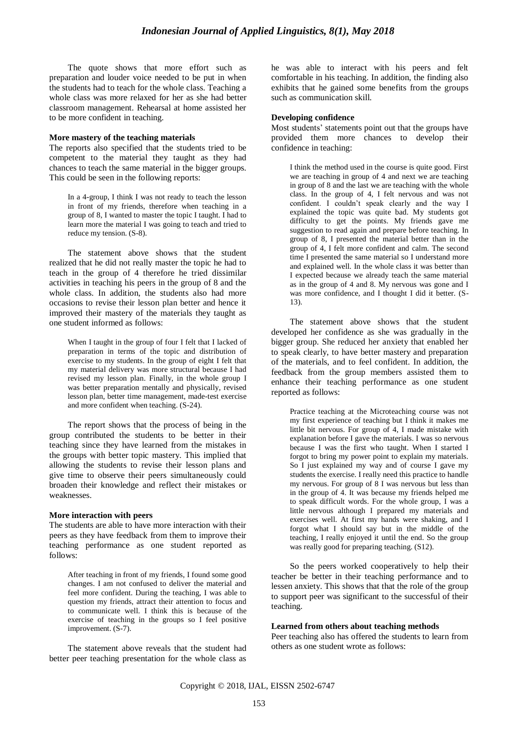The quote shows that more effort such as preparation and louder voice needed to be put in when the students had to teach for the whole class. Teaching a whole class was more relaxed for her as she had better classroom management. Rehearsal at home assisted her to be more confident in teaching.

**More mastery of the teaching materials**

The reports also specified that the students tried to be competent to the material they taught as they had chances to teach the same material in the bigger groups. This could be seen in the following reports:

> In a 4-group, I think I was not ready to teach the lesson in front of my friends, therefore when teaching in a group of 8, I wanted to master the topic I taught. I had to learn more the material I was going to teach and tried to reduce my tension. (S-8).

The statement above shows that the student realized that he did not really master the topic he had to teach in the group of 4 therefore he tried dissimilar activities in teaching his peers in the group of 8 and the whole class. In addition, the students also had more occasions to revise their lesson plan better and hence it improved their mastery of the materials they taught as one student informed as follows:

> When I taught in the group of four I felt that I lacked of preparation in terms of the topic and distribution of exercise to my students. In the group of eight I felt that my material delivery was more structural because I had revised my lesson plan. Finally, in the whole group I was better preparation mentally and physically, revised lesson plan, better time management, made-test exercise and more confident when teaching. (S-24).

The report shows that the process of being in the group contributed the students to be better in their teaching since they have learned from the mistakes in the groups with better topic mastery. This implied that allowing the students to revise their lesson plans and give time to observe their peers simultaneously could broaden their knowledge and reflect their mistakes or weaknesses.

**More interaction with peers**

The students are able to have more interaction with their peers as they have feedback from them to improve their teaching performance as one student reported as follows:

> After teaching in front of my friends, I found some good changes. I am not confused to deliver the material and feel more confident. During the teaching, I was able to question my friends, attract their attention to focus and to communicate well. I think this is because of the exercise of teaching in the groups so I feel positive improvement. (S-7).

The statement above reveals that the student had better peer teaching presentation for the whole class as he was able to interact with his peers and felt comfortable in his teaching. In addition, the finding also exhibits that he gained some benefits from the groups such as communication skill.

**Developing confidence**

Most students' statements point out that the groups have provided them more chances to develop their confidence in teaching:

> I think the method used in the course is quite good. First we are teaching in group of 4 and next we are teaching in group of 8 and the last we are teaching with the whole class. In the group of 4, I felt nervous and was not confident. I couldn't speak clearly and the way I explained the topic was quite bad. My students got difficulty to get the points. My friends gave me suggestion to read again and prepare before teaching. In group of 8, I presented the material better than in the group of 4, I felt more confident and calm. The second time I presented the same material so I understand more and explained well. In the whole class it was better than I expected because we already teach the same material as in the group of 4 and 8. My nervous was gone and I was more confidence, and I thought I did it better. (S-13).

The statement above shows that the student developed her confidence as she was gradually in the bigger group. She reduced her anxiety that enabled her to speak clearly, to have better mastery and preparation of the materials, and to feel confident. In addition, the feedback from the group members assisted them to enhance their teaching performance as one student reported as follows:

> Practice teaching at the Microteaching course was not my first experience of teaching but I think it makes me little bit nervous. For group of 4, I made mistake with explanation before I gave the materials. I was so nervous because I was the first who taught. When I started I forgot to bring my power point to explain my materials. So I just explained my way and of course I gave my students the exercise. I really need this practice to handle my nervous. For group of 8 I was nervous but less than in the group of 4. It was because my friends helped me to speak difficult words. For the whole group, I was a little nervous although I prepared my materials and exercises well. At first my hands were shaking, and I forgot what I should say but in the middle of the teaching, I really enjoyed it until the end. So the group was really good for preparing teaching. (S12).

So the peers worked cooperatively to help their teacher be better in their teaching performance and to lessen anxiety. This shows that that the role of the group to support peer was significant to the successful of their teaching.

**Learned from others about teaching methods**

Peer teaching also has offered the students to learn from others as one student wrote as follows: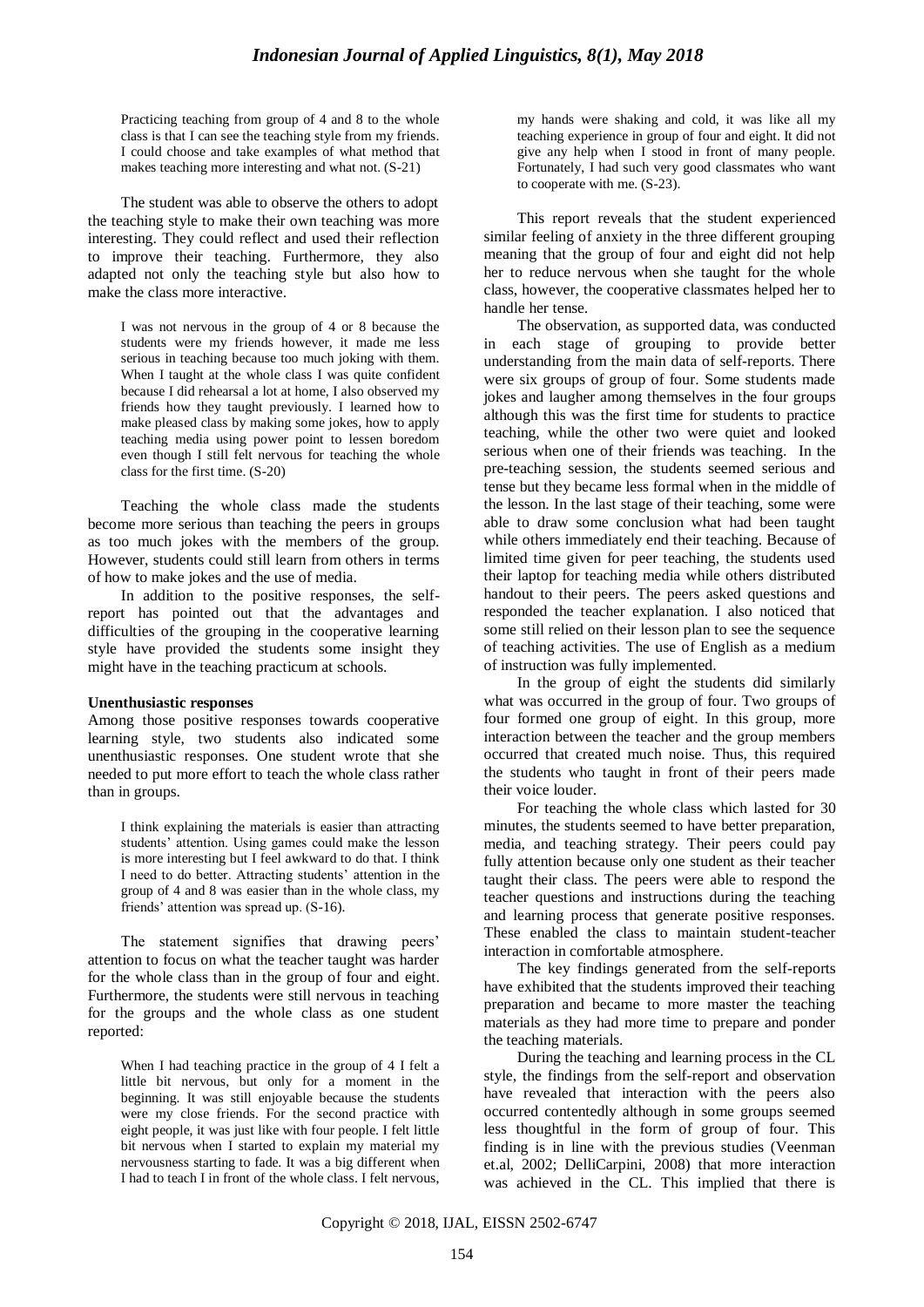> Practicing teaching from group of 4 and 8 to the whole class is that I can see the teaching style from my friends. I could choose and take examples of what method that makes teaching more interesting and what not. (S-21)

The student was able to observe the others to adopt the teaching style to make their own teaching was more interesting. They could reflect and used their reflection to improve their teaching. Furthermore, they also adapted not only the teaching style but also how to make the class more interactive.

> I was not nervous in the group of 4 or 8 because the students were my friends however, it made me less serious in teaching because too much joking with them. When I taught at the whole class I was quite confident because I did rehearsal a lot at home, I also observed my friends how they taught previously. I learned how to make pleased class by making some jokes, how to apply teaching media using power point to lessen boredom even though I still felt nervous for teaching the whole class for the first time. (S-20)

Teaching the whole class made the students become more serious than teaching the peers in groups as too much jokes with the members of the group. However, students could still learn from others in terms of how to make jokes and the use of media.

In addition to the positive responses, the self-report has pointed out that the advantages and difficulties of the grouping in the cooperative learning style have provided the students some insight they might have in the teaching practicum at schools.

**Unenthusiastic responses**

Among those positive responses towards cooperative learning style, two students also indicated some unenthusiastic responses. One student wrote that she needed to put more effort to teach the whole class rather than in groups.

> I think explaining the materials is easier than attracting students' attention. Using games could make the lesson is more interesting but I feel awkward to do that. I think I need to do better. Attracting students' attention in the group of 4 and 8 was easier than in the whole class, my friends' attention was spread up. (S-16).

The statement signifies that drawing peers' attention to focus on what the teacher taught was harder for the whole class than in the group of four and eight. Furthermore, the students were still nervous in teaching for the groups and the whole class as one student reported:

> When I had teaching practice in the group of 4 I felt a little bit nervous, but only for a moment in the beginning. It was still enjoyable because the students were my close friends. For the second practice with eight people, it was just like with four people. I felt little bit nervous when I started to explain my material my nervousness starting to fade. It was a big different when I had to teach I in front of the whole class. I felt nervous, my hands were shaking and cold, it was like all my teaching experience in group of four and eight. It did not give any help when I stood in front of many people. Fortunately, I had such very good classmates who want to cooperate with me. (S-23).

This report reveals that the student experienced similar feeling of anxiety in the three different grouping meaning that the group of four and eight did not help her to reduce nervous when she taught for the whole class, however, the cooperative classmates helped her to handle her tense.

The observation, as supported data, was conducted in each stage of grouping to provide better understanding from the main data of self-reports. There were six groups of group of four. Some students made jokes and laughter among themselves in the four groups although this was the first time for students to practice teaching, while the other two were quiet and looked serious when one of their friends was teaching. In the pre-teaching session, the students seemed serious and tense but they became less formal when in the middle of the lesson. In the last stage of their teaching, some were able to draw some conclusion what had been taught while others immediately end their teaching. Because of limited time given for peer teaching, the students used their laptop for teaching media while others distributed handout to their peers. The peers asked questions and responded the teacher explanation. I also noticed that some still relied on their lesson plan to see the sequence of teaching activities. The use of English as a medium of instruction was fully implemented.

In the group of eight the students did similarly what was occurred in the group of four. Two groups of four formed one group of eight. In this group, more interaction between the teacher and the group members occurred that created much noise. Thus, this required the students who taught in front of their peers made their voice louder.

For teaching the whole class which lasted for 30 minutes, the students seemed to have better preparation, media, and teaching strategy. Their peers could pay fully attention because only one student as their teacher taught their class. The peers were able to respond the teacher questions and instructions during the teaching and learning process that generate positive responses. These enabled the class to maintain student-teacher interaction in comfortable atmosphere.

The key findings generated from the self-reports have exhibited that the students improved their teaching preparation and became to more master the teaching materials as they had more time to prepare and ponder the teaching materials.

During the teaching and learning process in the CL style, the findings from the self-report and observation have revealed that interaction with the peers also occurred contentedly although in some groups seemed less thoughtful in the form of group of four. This finding is in line with the previous studies (Veenman et.al, 2002; DelliCarpini, 2008) that more interaction was achieved in the CL. This implied that there is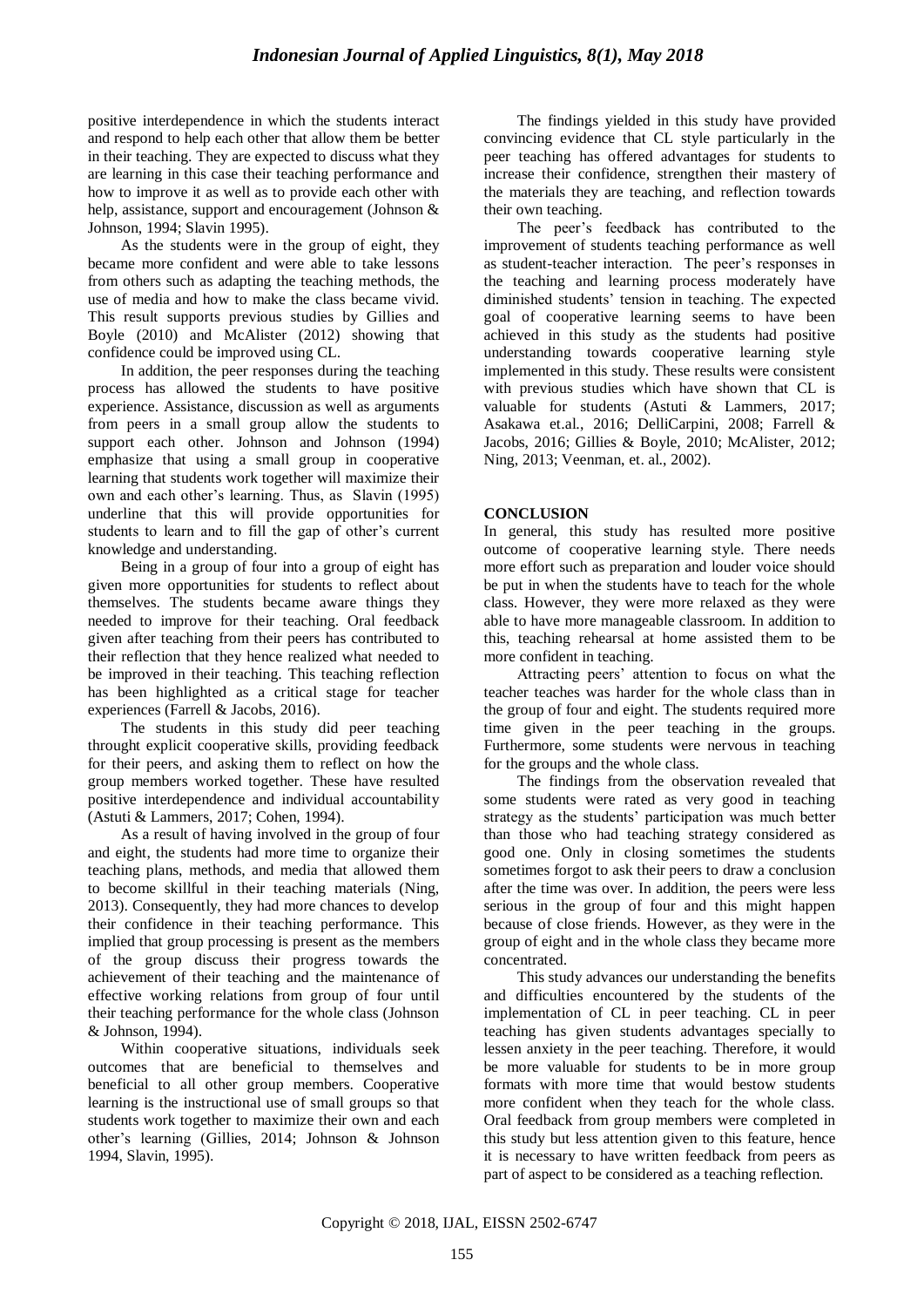positive interdependence in which the students interact and respond to help each other that allow them be better in their teaching. They are expected to discuss what they are learning in this case their teaching performance and how to improve it as well as to provide each other with help, assistance, support and encouragement (Johnson & Johnson, 1994; Slavin 1995).

As the students were in the group of eight, they became more confident and were able to take lessons from others such as adapting the teaching methods, the use of media and how to make the class became vivid. This result supports previous studies by Gillies and Boyle (2010) and McAlister (2012) showing that confidence could be improved using CL.

In addition, the peer responses during the teaching process has allowed the students to have positive experience. Assistance, discussion as well as arguments from peers in a small group allow the students to support each other. Johnson and Johnson (1994) emphasize that using a small group in cooperative learning that students work together will maximize their own and each other's learning. Thus, as Slavin (1995) underline that this will provide opportunities for students to learn and to fill the gap of other's current knowledge and understanding.

Being in a group of four into a group of eight has given more opportunities for students to reflect about themselves. The students became aware things they needed to improve for their teaching. Oral feedback given after teaching from their peers has contributed to their reflection that they hence realized what needed to be improved in their teaching. This teaching reflection has been highlighted as a critical stage for teacher experiences (Farrell & Jacobs, 2016).

The students in this study did peer teaching throught explicit cooperative skills, providing feedback for their peers, and asking them to reflect on how the group members worked together. These have resulted positive interdependence and individual accountability (Astuti & Lammers, 2017; Cohen, 1994).

As a result of having involved in the group of four and eight, the students had more time to organize their teaching plans, methods, and media that allowed them to become skillful in their teaching materials (Ning, 2013). Consequently, they had more chances to develop their confidence in their teaching performance. This implied that group processing is present as the members of the group discuss their progress towards the achievement of their teaching and the maintenance of effective working relations from group of four until their teaching performance for the whole class (Johnson & Johnson, 1994).

Within cooperative situations, individuals seek outcomes that are beneficial to themselves and beneficial to all other group members. Cooperative learning is the instructional use of small groups so that students work together to maximize their own and each other's learning (Gillies, 2014; Johnson & Johnson 1994, Slavin, 1995).

The findings yielded in this study have provided convincing evidence that CL style particularly in the peer teaching has offered advantages for students to increase their confidence, strengthen their mastery of the materials they are teaching, and reflection towards their own teaching.

The peer's feedback has contributed to the improvement of students teaching performance as well as student-teacher interaction. The peer's responses in the teaching and learning process moderately have diminished students' tension in teaching. The expected goal of cooperative learning seems to have been achieved in this study as the students had positive understanding towards cooperative learning style implemented in this study. These results were consistent with previous studies which have shown that CL is valuable for students (Astuti & Lammers, 2017; Asakawa et.al., 2016; DelliCarpini, 2008; Farrell & Jacobs, 2016; Gillies & Boyle, 2010; McAlister, 2012; Ning, 2013; Veenman, et. al., 2002).

## CONCLUSION

In general, this study has resulted more positive outcome of cooperative learning style. There needs more effort such as preparation and louder voice should be put in when the students have to teach for the whole class. However, they were more relaxed as they were able to have more manageable classroom. In addition to this, teaching rehearsal at home assisted them to be more confident in teaching.

Attracting peers' attention to focus on what the teacher teaches was harder for the whole class than in the group of four and eight. The students required more time given in the peer teaching in the groups. Furthermore, some students were nervous in teaching for the groups and the whole class.

The findings from the observation revealed that some students were rated as very good in teaching strategy as the students' participation was much better than those who had teaching strategy considered as good one. Only in closing sometimes the students sometimes forgot to ask their peers to draw a conclusion after the time was over. In addition, the peers were less serious in the group of four and this might happen because of close friends. However, as they were in the group of eight and in the whole class they became more concentrated.

This study advances our understanding the benefits and difficulties encountered by the students of the implementation of CL in peer teaching. CL in peer teaching has given students advantages specially to lessen anxiety in the peer teaching. Therefore, it would be more valuable for students to be in more group formats with more time that would bestow students more confident when they teach for the whole class. Oral feedback from group members were completed in this study but less attention given to this feature, hence it is necessary to have written feedback from peers as part of aspect to be considered as a teaching reflection.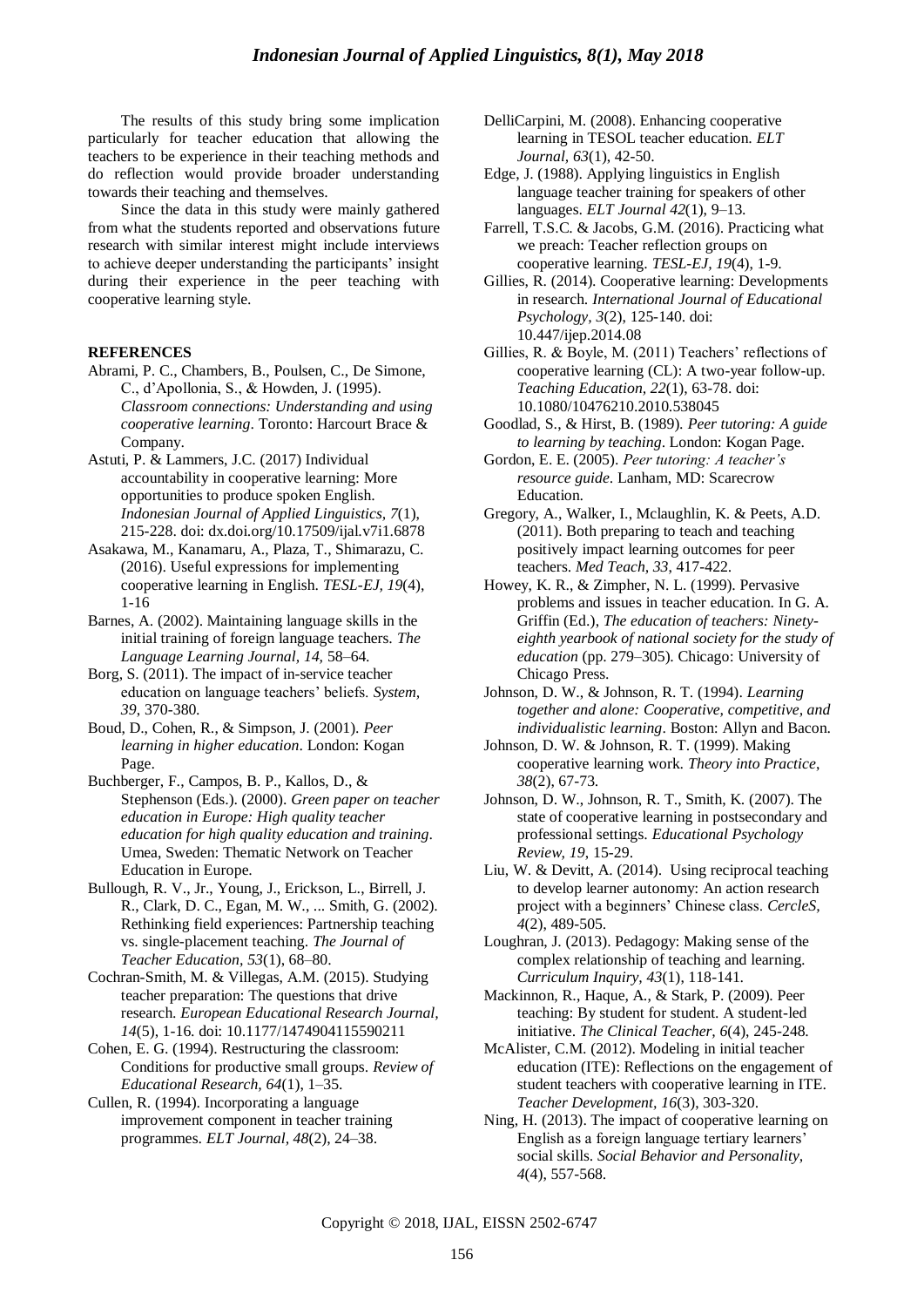The results of this study bring some implication particularly for teacher education that allowing the teachers to be experience in their teaching methods and do reflection would provide broader understanding towards their teaching and themselves.

Since the data in this study were mainly gathered from what the students reported and observations future research with similar interest might include interviews to achieve deeper understanding the participants' insight during their experience in the peer teaching with cooperative learning style.

**REFERENCES**

Abrami, P. C., Chambers, B., Poulsen, C., De Simone, C., d'Apollonia, S., & Howden, J. (1995). *Classroom connections: Understanding and using cooperative learning*. Toronto: Harcourt Brace & Company.

Astuti, P. & Lammers, J.C. (2017) Individual accountability in cooperative learning: More opportunities to produce spoken English. *Indonesian Journal of Applied Linguistics, 7*(1), 215-228. doi: dx.doi.org/10.17509/ijal.v7i1.6878

Asakawa, M., Kanamaru, A., Plaza, T., Shimarazu, C. (2016). Useful expressions for implementing cooperative learning in English. *TESL-EJ, 19*(4), 1-16

Barnes, A. (2002). Maintaining language skills in the initial training of foreign language teachers. *The Language Learning Journal*, *14*, 58–64.

Borg, S. (2011). The impact of in-service teacher education on language teachers' beliefs. *System, 39*, 370-380.

Boud, D., Cohen, R., & Simpson, J. (2001). *Peer learning in higher education*. London: Kogan Page.

Buchberger, F., Campos, B. P., Kallos, D., & Stephenson (Eds.). (2000). *Green paper on teacher education in Europe: High quality teacher education for high quality education and training*. Umea, Sweden: Thematic Network on Teacher Education in Europe.

Bullough, R. V., Jr., Young, J., Erickson, L., Birrell, J. R., Clark, D. C., Egan, M. W., ... Smith, G. (2002). Rethinking field experiences: Partnership teaching vs. single-placement teaching. *The Journal of Teacher Education*, *53*(1), 68–80.

Cochran-Smith, M. & Villegas, A.M. (2015). Studying teacher preparation: The questions that drive research. *European Educational Research Journal, 14*(5), 1-16. doi: 10.1177/1474904115590211

Cohen, E. G. (1994). Restructuring the classroom: Conditions for productive small groups. *Review of Educational Research, 64*(1), 1–35.

Cullen, R. (1994). Incorporating a language improvement component in teacher training programmes. *ELT Journal*, *48*(2), 24–38.

DelliCarpini, M. (2008). Enhancing cooperative learning in TESOL teacher education. *ELT Journal, 63*(1), 42-50.

Edge, J. (1988). Applying linguistics in English language teacher training for speakers of other languages. *ELT Journal 42*(1), 9–13.

Farrell, T.S.C. & Jacobs, G.M. (2016). Practicing what we preach: Teacher reflection groups on cooperative learning. *TESL-EJ, 19*(4), 1-9.

Gillies, R. (2014). Cooperative learning: Developments in research. *International Journal of Educational Psychology, 3*(2), 125-140. doi: 10.447/ijep.2014.08

Gillies, R. & Boyle, M. (2011) Teachers' reflections of cooperative learning (CL): A two-year follow-up. *Teaching Education, 22*(1), 63-78. doi: 10.1080/10476210.2010.538045

Goodlad, S., & Hirst, B. (1989). *Peer tutoring: A guide to learning by teaching*. London: Kogan Page.

Gordon, E. E. (2005). *Peer tutoring: A teacher's resource guide*. Lanham, MD: Scarecrow Education.

Gregory, A., Walker, I., Mclaughlin, K. & Peets, A.D. (2011). Both preparing to teach and teaching positively impact learning outcomes for peer teachers. *Med Teach, 33*, 417-422.

Howey, K. R., & Zimpher, N. L. (1999). Pervasive problems and issues in teacher education. In G. A. Griffin (Ed.), *The education of teachers: Ninety-eighth yearbook of national society for the study of education* (pp. 279–305). Chicago: University of Chicago Press.

Johnson, D. W., & Johnson, R. T. (1994). *Learning together and alone: Cooperative, competitive, and individualistic learning*. Boston: Allyn and Bacon.

Johnson, D. W. & Johnson, R. T. (1999). Making cooperative learning work. *Theory into Practice, 38*(2), 67-73.

Johnson, D. W., Johnson, R. T., Smith, K. (2007). The state of cooperative learning in postsecondary and professional settings. *Educational Psychology Review, 19*, 15-29.

Liu, W. & Devitt, A. (2014). Using reciprocal teaching to develop learner autonomy: An action research project with a beginners' Chinese class. *CercleS, 4*(2), 489-505.

Loughran, J. (2013). Pedagogy: Making sense of the complex relationship of teaching and learning. *Curriculum Inquiry, 43*(1), 118-141.

Mackinnon, R., Haque, A., & Stark, P. (2009). Peer teaching: By student for student. A student-led initiative. *The Clinical Teacher, 6*(4), 245-248.

McAlister, C.M. (2012). Modeling in initial teacher education (ITE): Reflections on the engagement of student teachers with cooperative learning in ITE. *Teacher Development, 16*(3), 303-320.

Ning, H. (2013). The impact of cooperative learning on English as a foreign language tertiary learners' social skills. *Social Behavior and Personality, 4*(4), 557-568.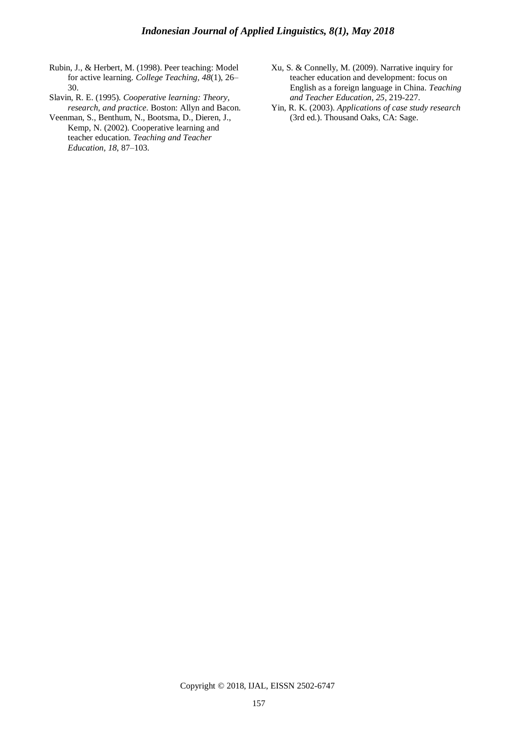Rubin, J., & Herbert, M. (1998). Peer teaching: Model for active learning. *College Teaching, 48*(1), 26–30.

Slavin, R. E. (1995). *Cooperative learning: Theory, research, and practice*. Boston: Allyn and Bacon.

Veenman, S., Benthum, N., Bootsma, D., Dieren, J., Kemp, N. (2002). Cooperative learning and teacher education. *Teaching and Teacher Education, 18*, 87–103.

Xu, S. & Connelly, M. (2009). Narrative inquiry for teacher education and development: focus on English as a foreign language in China. *Teaching and Teacher Education, 25*, 219-227.

Yin, R. K. (2003). *Applications of case study research* (3rd ed.). Thousand Oaks, CA: Sage.